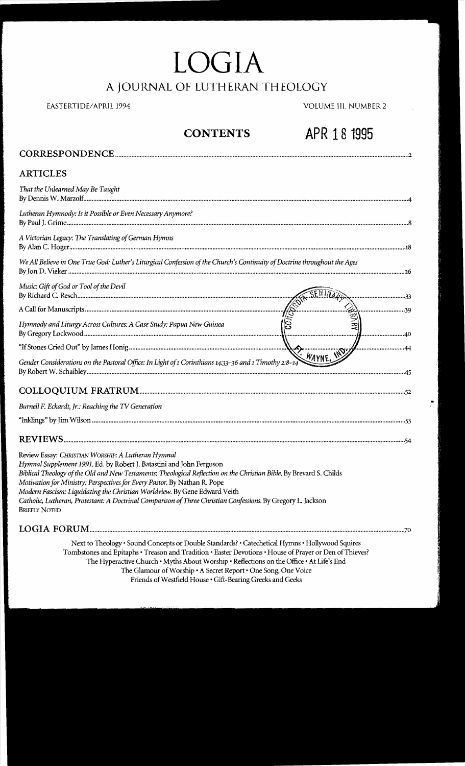# LOGIA

## A JOURNAL OF LUTHERAN THEOLOGY

EASTERTIDE/APRIL 1994 VOLUME III, NUMBER 2

## CONTENTS

APR 18 1995

**CORRESPONDENCE** ..... 2

**ARTICLES**

*That the Unlearned May Be Taught*
By Dennis W. Marzolf ..... 4

*Lutheran Hymnody: Is it Possible or Even Necessary Anymore?*
By Paul J. Grime ..... 8

*A Victorian Legacy: The Translating of German Hymns*
By Alan C. Hoger ..... 18

*We All Believe in One True God: Luther's Liturgical Confession of the Church's Continuity of Doctrine throughout the Ages*
By Jon D. Vieker ..... 26

*Music: Gift of God or Tool of the Devil*
By Richard C. Resch ..... 33

A Call for Manuscripts ..... 39

*Hymnody and Liturgy Across Cultures: A Case Study: Papua New Guinea*
By Gregory Lockwood ..... 40

"If Stones Cried Out" by James Honig ..... 44

*Gender Considerations on the Pastoral Office: In Light of 1 Corinthians 14:33–36 and 1 Timothy 2:8–14*
By Robert W. Schaibley ..... 45

**COLLOQUIUM FRATRUM** ..... 52

*Burnell F. Eckardt, Jr.: Reaching the TV Generation*

"Inklings" by Jim Wilson ..... 53

**REVIEWS** ..... 54

Review Essay: *Christian Worship: A Lutheran Hymnal*
*Hymnal Supplement 1991.* Ed. by Robert J. Batastini and John Ferguson
*Biblical Theology of the Old and New Testaments: Theological Reflection on the Christian Bible.* By Brevard S. Childs
*Motivation for Ministry: Perspectives for Every Pastor.* By Nathan R. Pope
*Modern Fascism: Liquidating the Christian Worldview.* By Gene Edward Veith
*Catholic, Lutheran, Protestant: A Doctrinal Comparison of Three Christian Confessions.* By Gregory L. Jackson
Briefly Noted

**LOGIA FORUM** ..... 70

Next to Theology • Sound Concepts or Double Standards? • Catechetical Hymns • Hollywood Squires
Tombstones and Epitaphs • Treason and Tradition • Easter Devotions • House of Prayer or Den of Thieves?
The Hyperactive Church • Myths About Worship • Reflections on the Office • At Life's End
The Glamour of Worship • A Secret Report • One Song, One Voice
Friends of Westfield House • Gift-Bearing Greeks and Geeks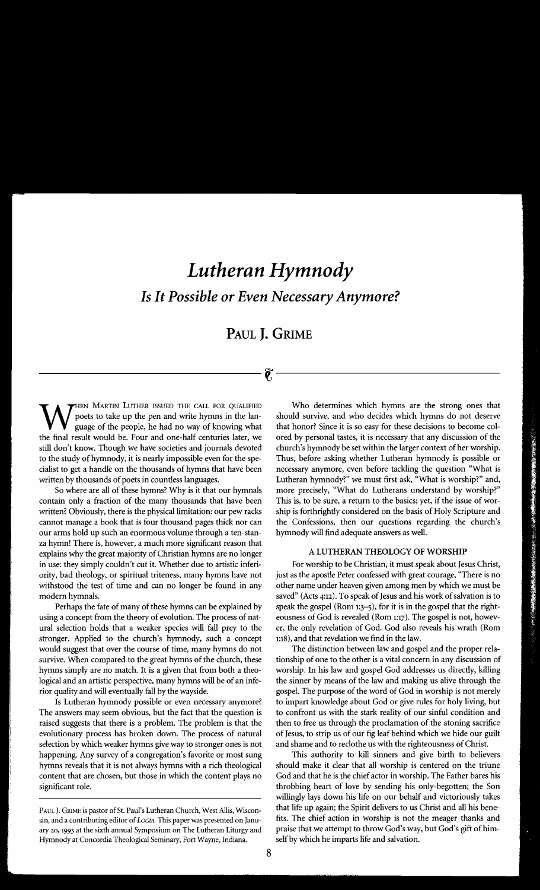# *Lutheran Hymnody*

## *Is It Possible or Even Necessary Anymore?*

### Paul J. Grime

When Martin Luther issued the call for qualified poets to take up the pen and write hymns in the language of the people, he had no way of knowing what the final result would be. Four and one-half centuries later, we still don't know. Though we have societies and journals devoted to the study of hymnody, it is nearly impossible even for the specialist to get a handle on the thousands of hymns that have been written by thousands of poets in countless languages.

So where are all of these hymns? Why is it that our hymnals contain only a fraction of the many thousands that have been written? Obviously, there is the physical limitation: our pew racks cannot manage a book that is four thousand pages thick nor can our arms hold up such an enormous volume through a ten-stanza hymn! There is, however, a much more significant reason that explains why the great majority of Christian hymns are no longer in use: they simply couldn't cut it. Whether due to artistic inferiority, bad theology, or spiritual triteness, many hymns have not withstood the test of time and can no longer be found in any modern hymnals.

Perhaps the fate of many of these hymns can be explained by using a concept from the theory of evolution. The process of natural selection holds that a weaker species will fall prey to the stronger. Applied to the church's hymnody, such a concept would suggest that over the course of time, many hymns do not survive. When compared to the great hymns of the church, these hymns simply are no match. It is a given that from both a theological and an artistic perspective, many hymns will be of an inferior quality and will eventually fall by the wayside.

Is Lutheran hymnody possible or even necessary anymore? The answers may seem obvious, but the fact that the question is raised suggests that there is a problem. The problem is that the evolutionary process has broken down. The process of natural selection by which weaker hymns give way to stronger ones is not happening. Any survey of a congregation's favorite or most sung hymns reveals that it is not always hymns with a rich theological content that are chosen, but those in which the content plays no significant role.

Who determines which hymns are the strong ones that should survive, and who decides which hymns do not deserve that honor? Since it is so easy for these decisions to become colored by personal tastes, it is necessary that any discussion of the church's hymnody be set within the larger context of her worship. Thus, before asking whether Lutheran hymnody is possible or necessary anymore, even before tackling the question "What is Lutheran hymnody?" we must first ask, "What is worship?" and, more precisely, "What do Lutherans understand by worship?" This is, to be sure, a return to the basics; yet, if the issue of worship is forthrightly considered on the basis of Holy Scripture and the Confessions, then our questions regarding the church's hymnody will find adequate answers as well.

#### A LUTHERAN THEOLOGY OF WORSHIP

For worship to be Christian, it must speak about Jesus Christ, just as the apostle Peter confessed with great courage, "There is no other name under heaven given among men by which we must be saved" (Acts 4:12). To speak of Jesus and his work of salvation is to speak the gospel (Rom 1:3–5), for it is in the gospel that the righteousness of God is revealed (Rom 1:17). The gospel is not, however, the only revelation of God. God also reveals his wrath (Rom 1:18), and that revelation we find in the law.

The distinction between law and gospel and the proper relationship of one to the other is a vital concern in any discussion of worship. In his law and gospel God addresses us directly, killing the sinner by means of the law and making us alive through the gospel. The purpose of the word of God in worship is not merely to impart knowledge about God or give rules for holy living, but to confront us with the stark reality of our sinful condition and then to free us through the proclamation of the atoning sacrifice of Jesus, to strip us of our fig leaf behind which we hide our guilt and shame and to reclothe us with the righteousness of Christ.

This authority to kill sinners and give birth to believers should make it clear that all worship is centered on the triune God and that he is the chief actor in worship. The Father bares his throbbing heart of love by sending his only-begotten; the Son willingly lays down his life on our behalf and victoriously takes that life up again; the Spirit delivers to us Christ and all his benefits. The chief action in worship is not the meager thanks and praise that we attempt to throw God's way, but God's gift of himself by which he imparts life and salvation.

---

Paul J. Grime is pastor of St. Paul's Lutheran Church, West Allis, Wisconsin, and a contributing editor of *Logia*. This paper was presented on January 20, 1993 at the sixth annual Symposium on The Lutheran Liturgy and Hymnody at Concordia Theological Seminary, Fort Wayne, Indiana.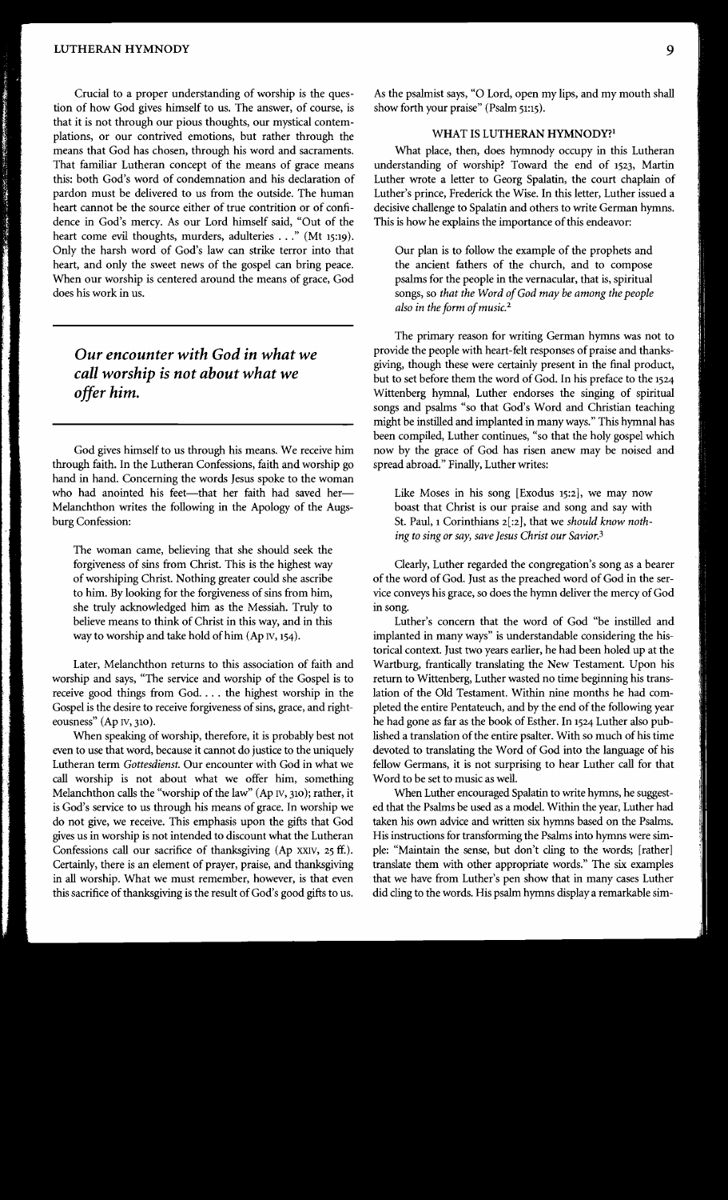Crucial to a proper understanding of worship is the question of how God gives himself to us. The answer, of course, is that it is not through our pious thoughts, our mystical contemplations, or our contrived emotions, but rather through the means that God has chosen, through his word and sacraments. That familiar Lutheran concept of the means of grace means this: both God's word of condemnation and his declaration of pardon must be delivered to us from the outside. The human heart cannot be the source either of true contrition or of confidence in God's mercy. As our Lord himself said, "Out of the heart come evil thoughts, murders, adulteries . . ." (Mt 15:19). Only the harsh word of God's law can strike terror into that heart, and only the sweet news of the gospel can bring peace. When our worship is centered around the means of grace, God does his work in us.

***Our encounter with God in what we call worship is not about what we offer him.***

God gives himself to us through his means. We receive him through faith. In the Lutheran Confessions, faith and worship go hand in hand. Concerning the words Jesus spoke to the woman who had anointed his feet—that her faith had saved her—Melanchthon writes the following in the Apology of the Augsburg Confession:

> The woman came, believing that she should seek the forgiveness of sins from Christ. This is the highest way of worshiping Christ. Nothing greater could she ascribe to him. By looking for the forgiveness of sins from him, she truly acknowledged him as the Messiah. Truly to believe means to think of Christ in this way, and in this way to worship and take hold of him (Ap IV, 154).

Later, Melanchthon returns to this association of faith and worship and says, "The service and worship of the Gospel is to receive good things from God. . . . the highest worship in the Gospel is the desire to receive forgiveness of sins, grace, and righteousness" (Ap IV, 310).

When speaking of worship, therefore, it is probably best not even to use that word, because it cannot do justice to the uniquely Lutheran term *Gottesdienst*. Our encounter with God in what we call worship is not about what we offer him, something Melanchthon calls the "worship of the law" (Ap IV, 310); rather, it is God's service to us through his means of grace. In worship we do not give, we receive. This emphasis upon the gifts that God gives us in worship is not intended to discount what the Lutheran Confessions call our sacrifice of thanksgiving (Ap XXIV, 25 ff.). Certainly, there is an element of prayer, praise, and thanksgiving in all worship. What we must remember, however, is that even this sacrifice of thanksgiving is the result of God's good gifts to us. As the psalmist says, "O Lord, open my lips, and my mouth shall show forth your praise" (Psalm 51:15).

## WHAT IS LUTHERAN HYMNODY?[1]

What place, then, does hymnody occupy in this Lutheran understanding of worship? Toward the end of 1523, Martin Luther wrote a letter to Georg Spalatin, the court chaplain of Luther's prince, Frederick the Wise. In this letter, Luther issued a decisive challenge to Spalatin and others to write German hymns. This is how he explains the importance of this endeavor:

> Our plan is to follow the example of the prophets and the ancient fathers of the church, and to compose psalms for the people in the vernacular, that is, spiritual songs, so *that the Word of God may be among the people also in the form of music*.[2]

The primary reason for writing German hymns was not to provide the people with heart-felt responses of praise and thanksgiving, though these were certainly present in the final product, but to set before them the word of God. In his preface to the 1524 Wittenberg hymnal, Luther endorses the singing of spiritual songs and psalms "so that God's Word and Christian teaching might be instilled and implanted in many ways." This hymnal has been compiled, Luther continues, "so that the holy gospel which now by the grace of God has risen anew may be noised and spread abroad." Finally, Luther writes:

> Like Moses in his song [Exodus 15:2], we may now boast that Christ is our praise and song and say with St. Paul, 1 Corinthians 2[:2], that we *should know nothing to sing or say, save Jesus Christ our Savior*.[3]

Clearly, Luther regarded the congregation's song as a bearer of the word of God. Just as the preached word of God in the service conveys his grace, so does the hymn deliver the mercy of God in song.

Luther's concern that the word of God "be instilled and implanted in many ways" is understandable considering the historical context. Just two years earlier, he had been holed up at the Wartburg, frantically translating the New Testament. Upon his return to Wittenberg, Luther wasted no time beginning his translation of the Old Testament. Within nine months he had completed the entire Pentateuch, and by the end of the following year he had gone as far as the book of Esther. In 1524 Luther also published a translation of the entire psalter. With so much of his time devoted to translating the Word of God into the language of his fellow Germans, it is not surprising to hear Luther call for that Word to be set to music as well.

When Luther encouraged Spalatin to write hymns, he suggested that the Psalms be used as a model. Within the year, Luther had taken his own advice and written six hymns based on the Psalms. His instructions for transforming the Psalms into hymns were simple: "Maintain the sense, but don't cling to the words; [rather] translate them with other appropriate words." The six examples that we have from Luther's pen show that in many cases Luther did cling to the words. His psalm hymns display a remarkable sim-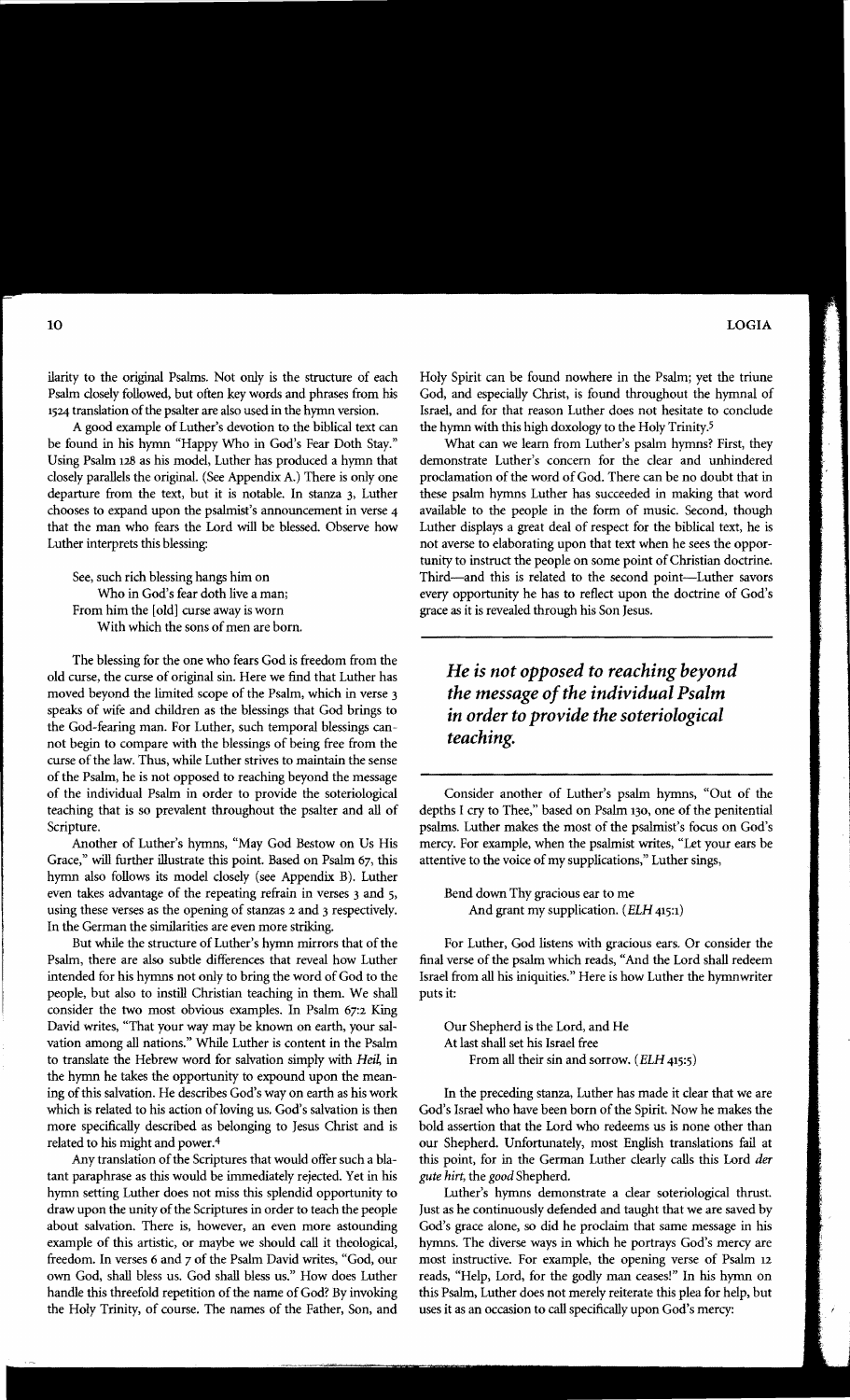ilarity to the original Psalms. Not only is the structure of each Psalm closely followed, but often key words and phrases from his 1524 translation of the psalter are also used in the hymn version.

A good example of Luther's devotion to the biblical text can be found in his hymn "Happy Who in God's Fear Doth Stay." Using Psalm 128 as his model, Luther has produced a hymn that closely parallels the original. (See Appendix A.) There is only one departure from the text, but it is notable. In stanza 3, Luther chooses to expand upon the psalmist's announcement in verse 4 that the man who fears the Lord will be blessed. Observe how Luther interprets this blessing:

> See, such rich blessing hangs him on
> Who in God's fear doth live a man;
> From him the [old] curse away is worn
> With which the sons of men are born.

The blessing for the one who fears God is freedom from the old curse, the curse of original sin. Here we find that Luther has moved beyond the limited scope of the Psalm, which in verse 3 speaks of wife and children as the blessings that God brings to the God-fearing man. For Luther, such temporal blessings cannot begin to compare with the blessings of being free from the curse of the law. Thus, while Luther strives to maintain the sense of the Psalm, he is not opposed to reaching beyond the message of the individual Psalm in order to provide the soteriological teaching that is so prevalent throughout the psalter and all of Scripture.

Another of Luther's hymns, "May God Bestow on Us His Grace," will further illustrate this point. Based on Psalm 67, this hymn also follows its model closely (see Appendix B). Luther even takes advantage of the repeating refrain in verses 3 and 5, using these verses as the opening of stanzas 2 and 3 respectively. In the German the similarities are even more striking.

But while the structure of Luther's hymn mirrors that of the Psalm, there are also subtle differences that reveal how Luther intended for his hymns not only to bring the word of God to the people, but also to instill Christian teaching in them. We shall consider the two most obvious examples. In Psalm 67:2 King David writes, "That your way may be known on earth, your salvation among all nations." While Luther is content in the Psalm to translate the Hebrew word for salvation simply with *Heil*, in the hymn he takes the opportunity to expound upon the meaning of this salvation. He describes God's way on earth as his work which is related to his action of loving us. God's salvation is then more specifically described as belonging to Jesus Christ and is related to his might and power.[4]

Any translation of the Scriptures that would offer such a blatant paraphrase as this would be immediately rejected. Yet in his hymn setting Luther does not miss this splendid opportunity to draw upon the unity of the Scriptures in order to teach the people about salvation. There is, however, an even more astounding example of this artistic, or maybe we should call it theological, freedom. In verses 6 and 7 of the Psalm David writes, "God, our own God, shall bless us. God shall bless us." How does Luther handle this threefold repetition of the name of God? By invoking the Holy Trinity, of course. The names of the Father, Son, and Holy Spirit can be found nowhere in the Psalm; yet the triune God, and especially Christ, is found throughout the hymnal of Israel, and for that reason Luther does not hesitate to conclude the hymn with this high doxology to the Holy Trinity.[5]

What can we learn from Luther's psalm hymns? First, they demonstrate Luther's concern for the clear and unhindered proclamation of the word of God. There can be no doubt that in these psalm hymns Luther has succeeded in making that word available to the people in the form of music. Second, though Luther displays a great deal of respect for the biblical text, he is not averse to elaborating upon that text when he sees the opportunity to instruct the people on some point of Christian doctrine. Third—and this is related to the second point—Luther savors every opportunity he has to reflect upon the doctrine of God's grace as it is revealed through his Son Jesus.

> ***He is not opposed to reaching beyond the message of the individual Psalm in order to provide the soteriological teaching.***

Consider another of Luther's psalm hymns, "Out of the depths I cry to Thee," based on Psalm 130, one of the penitential psalms. Luther makes the most of the psalmist's focus on God's mercy. For example, when the psalmist writes, "Let your ears be attentive to the voice of my supplications," Luther sings,

> Bend down Thy gracious ear to me
> And grant my supplication. (*ELH* 415:1)

For Luther, God listens with gracious ears. Or consider the final verse of the psalm which reads, "And the Lord shall redeem Israel from all his iniquities." Here is how Luther the hymnwriter puts it:

> Our Shepherd is the Lord, and He
> At last shall set his Israel free
> From all their sin and sorrow. (*ELH* 415:5)

In the preceding stanza, Luther has made it clear that we are God's Israel who have been born of the Spirit. Now he makes the bold assertion that the Lord who redeems us is none other than our Shepherd. Unfortunately, most English translations fail at this point, for in the German Luther clearly calls this Lord *der gute hirt*, the *good* Shepherd.

Luther's hymns demonstrate a clear soteriological thrust. Just as he continuously defended and taught that we are saved by God's grace alone, so did he proclaim that same message in his hymns. The diverse ways in which he portrays God's mercy are most instructive. For example, the opening verse of Psalm 12 reads, "Help, Lord, for the godly man ceases!" In his hymn on this Psalm, Luther does not merely reiterate this plea for help, but uses it as an occasion to call specifically upon God's mercy: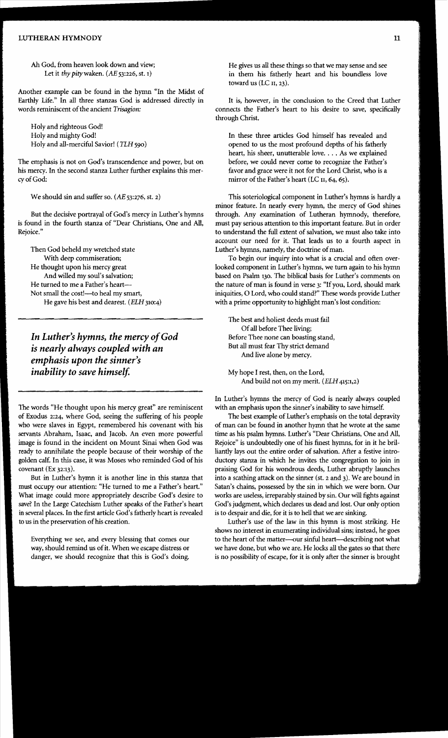Ah God, from heaven look down and view;
Let it *thy pity* waken. (*AE* 53:226, st. 1)

Another example can be found in the hymn "In the Midst of Earthly Life." In all three stanzas God is addressed directly in words reminiscent of the ancient *Trisagion:*

Holy and righteous God!
Holy and mighty God!
Holy and all-merciful Savior! (*TLH* 590)

The emphasis is not on God's transcendence and power, but on his mercy. In the second stanza Luther further explains this mercy of God:

We should sin and suffer so. (*AE* 53:276, st. 2)

But the decisive portrayal of God's mercy in Luther's hymns is found in the fourth stanza of "Dear Christians, One and All, Rejoice."

Then God beheld my wretched state
With deep commiseration;
He thought upon his mercy great
And willed my soul's salvation;
He turned to me a Father's heart—
Not small the cost!—to heal my smart,
He gave his best and dearest. (*ELH* 310:4)

***In Luther's hymns, the mercy of God is nearly always coupled with an emphasis upon the sinner's inability to save himself.***

The words "He thought upon his mercy great" are reminiscent of Exodus 2:24, where God, seeing the suffering of his people who were slaves in Egypt, remembered his covenant with his servants Abraham, Isaac, and Jacob. An even more powerful image is found in the incident on Mount Sinai when God was ready to annihilate the people because of their worship of the golden calf. In this case, it was Moses who reminded God of his covenant (Ex 32:13).

But in Luther's hymn it is another line in this stanza that must occupy our attention: "He turned to me a Father's heart." What image could more appropriately describe God's desire to save? In the Large Catechism Luther speaks of the Father's heart in several places. In the first article God's fatherly heart is revealed to us in the preservation of his creation.

Everything we see, and every blessing that comes our way, should remind us of it. When we escape distress or danger, we should recognize that this is God's doing. He gives us all these things so that we may sense and see in them his fatherly heart and his boundless love toward us (LC II, 23).

It is, however, in the conclusion to the Creed that Luther connects the Father's heart to his desire to save, specifically through Christ.

In these three articles God himself has revealed and opened to us the most profound depths of his fatherly heart, his sheer, unutterable love. . . . As we explained before, we could never come to recognize the Father's favor and grace were it not for the Lord Christ, who is a mirror of the Father's heart (LC II, 64, 65).

This soteriological component in Luther's hymns is hardly a minor feature. In nearly every hymn, the mercy of God shines through. Any examination of Lutheran hymnody, therefore, must pay serious attention to this important feature. But in order to understand the full extent of salvation, we must also take into account our need for it. That leads us to a fourth aspect in Luther's hymns, namely, the doctrine of man.

To begin our inquiry into what is a crucial and often overlooked component in Luther's hymns, we turn again to his hymn based on Psalm 130. The biblical basis for Luther's comments on the nature of man is found in verse 3: "If you, Lord, should mark iniquities, O Lord, who could stand?" These words provide Luther with a prime opportunity to highlight man's lost condition:

The best and holiest deeds must fail
Of all before Thee living;
Before Thee none can boasting stand,
But all must fear Thy strict demand
And live alone by mercy.

My hope I rest, then, on the Lord,
And build not on my merit. (*ELH* 415:1,2)

In Luther's hymns the mercy of God is nearly always coupled with an emphasis upon the sinner's inability to save himself.

The best example of Luther's emphasis on the total depravity of man can be found in another hymn that he wrote at the same time as his psalm hymns. Luther's "Dear Christians, One and All, Rejoice" is undoubtedly one of his finest hymns, for in it he brilliantly lays out the entire order of salvation. After a festive introductory stanza in which he invites the congregation to join in praising God for his wondrous deeds, Luther abruptly launches into a scathing attack on the sinner (st. 2 and 3). We are bound in Satan's chains, possessed by the sin in which we were born. Our works are useless, irreparably stained by sin. Our will fights against God's judgment, which declares us dead and lost. Our only option is to despair and die, for it is to hell that we are sinking.

Luther's use of the law in this hymn is most striking. He shows no interest in enumerating individual sins; instead, he goes to the heart of the matter—our sinful heart—describing not what we have done, but who we are. He locks all the gates so that there is no possibility of escape, for it is only after the sinner is brought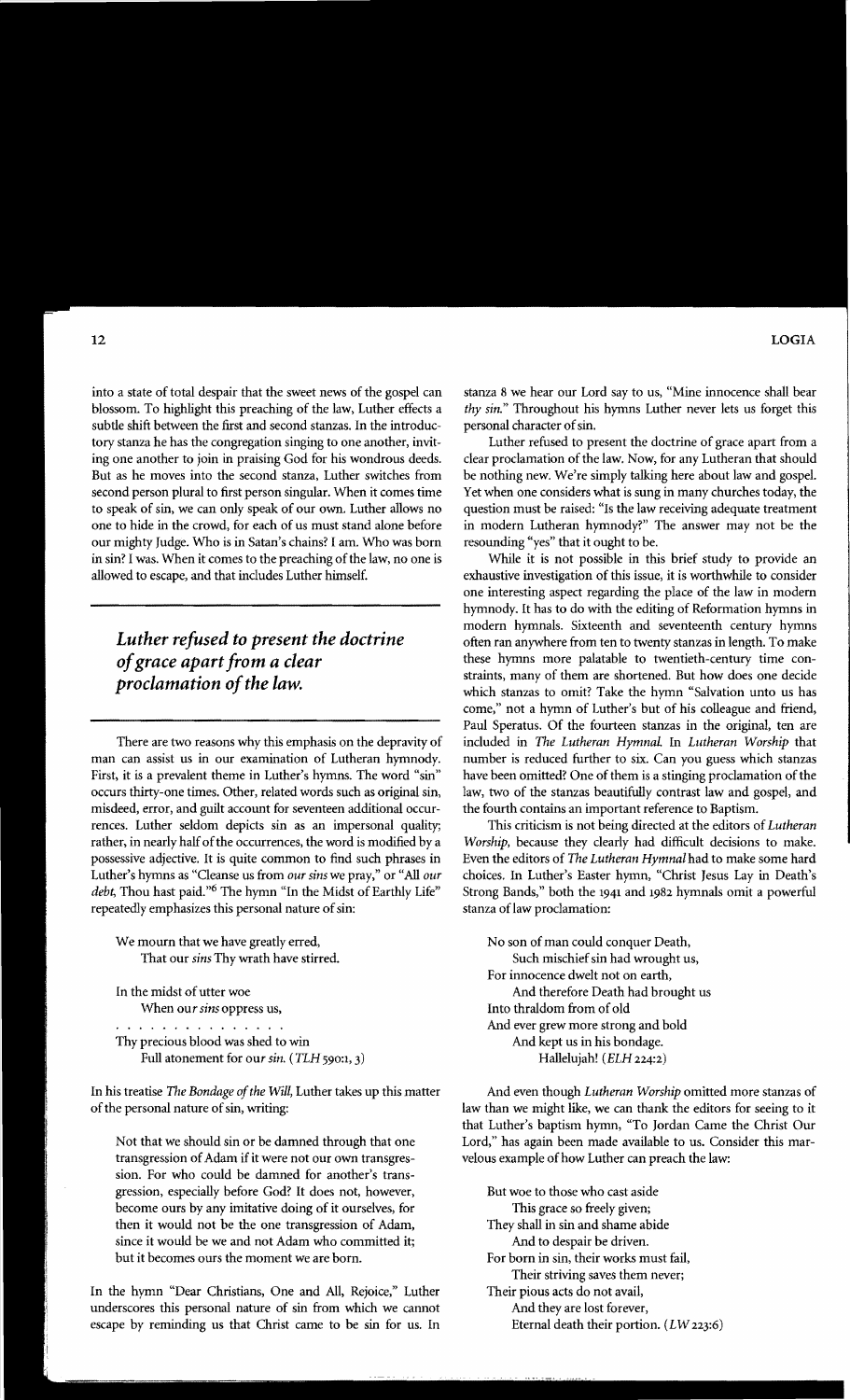into a state of total despair that the sweet news of the gospel can blossom. To highlight this preaching of the law, Luther effects a subtle shift between the first and second stanzas. In the introductory stanza he has the congregation singing to one another, inviting one another to join in praising God for his wondrous deeds. But as he moves into the second stanza, Luther switches from second person plural to first person singular. When it comes time to speak of sin, we can only speak of our own. Luther allows no one to hide in the crowd, for each of us must stand alone before our mighty Judge. Who is in Satan's chains? I am. Who was born in sin? I was. When it comes to the preaching of the law, no one is allowed to escape, and that includes Luther himself.

> ***Luther refused to present the doctrine of grace apart from a clear proclamation of the law.***

There are two reasons why this emphasis on the depravity of man can assist us in our examination of Lutheran hymnody. First, it is a prevalent theme in Luther's hymns. The word "sin" occurs thirty-one times. Other, related words such as original sin, misdeed, error, and guilt account for seventeen additional occurrences. Luther seldom depicts sin as an impersonal quality; rather, in nearly half of the occurrences, the word is modified by a possessive adjective. It is quite common to find such phrases in Luther's hymns as "Cleanse us from *our sins* we pray," or "All *our debt,* Thou hast paid."[6] The hymn "In the Midst of Earthly Life" repeatedly emphasizes this personal nature of sin:

> We mourn that we have greatly erred,
> That our *sins* Thy wrath have stirred.
>
> In the midst of utter woe
> When our *sins* oppress us,
>
> . . . . . . . . . . . . . . .
>
> Thy precious blood was shed to win
> Full atonement for our *sin.* (*TLH* 590:1, 3)

In his treatise *The Bondage of the Will,* Luther takes up this matter of the personal nature of sin, writing:

> Not that we should sin or be damned through that one transgression of Adam if it were not our own transgression. For who could be damned for another's transgression, especially before God? It does not, however, become ours by any imitative doing of it ourselves, for then it would not be the one transgression of Adam, since it would be we and not Adam who committed it; but it becomes ours the moment we are born.

In the hymn "Dear Christians, One and All, Rejoice," Luther underscores this personal nature of sin from which we cannot escape by reminding us that Christ came to be sin for us. In stanza 8 we hear our Lord say to us, "Mine innocence shall bear *thy sin.*" Throughout his hymns Luther never lets us forget this personal character of sin.

Luther refused to present the doctrine of grace apart from a clear proclamation of the law. Now, for any Lutheran that should be nothing new. We're simply talking here about law and gospel. Yet when one considers what is sung in many churches today, the question must be raised: "Is the law receiving adequate treatment in modern Lutheran hymnody?" The answer may not be the resounding "yes" that it ought to be.

While it is not possible in this brief study to provide an exhaustive investigation of this issue, it is worthwhile to consider one interesting aspect regarding the place of the law in modern hymnody. It has to do with the editing of Reformation hymns in modern hymnals. Sixteenth and seventeenth century hymns often ran anywhere from ten to twenty stanzas in length. To make these hymns more palatable to twentieth-century time constraints, many of them are shortened. But how does one decide which stanzas to omit? Take the hymn "Salvation unto us has come," not a hymn of Luther's but of his colleague and friend, Paul Speratus. Of the fourteen stanzas in the original, ten are included in *The Lutheran Hymnal.* In *Lutheran Worship* that number is reduced further to six. Can you guess which stanzas have been omitted? One of them is a stinging proclamation of the law, two of the stanzas beautifully contrast law and gospel, and the fourth contains an important reference to Baptism.

This criticism is not being directed at the editors of *Lutheran Worship,* because they clearly had difficult decisions to make. Even the editors of *The Lutheran Hymnal* had to make some hard choices. In Luther's Easter hymn, "Christ Jesus Lay in Death's Strong Bands," both the 1941 and 1982 hymnals omit a powerful stanza of law proclamation:

> No son of man could conquer Death,
> Such mischief sin had wrought us,
> For innocence dwelt not on earth,
> And therefore Death had brought us
> Into thraldom from of old
> And ever grew more strong and bold
> And kept us in his bondage.
> Hallelujah! (*ELH* 224:2)

And even though *Lutheran Worship* omitted more stanzas of law than we might like, we can thank the editors for seeing to it that Luther's baptism hymn, "To Jordan Came the Christ Our Lord," has again been made available to us. Consider this marvelous example of how Luther can preach the law:

> But woe to those who cast aside
> This grace so freely given;
> They shall in sin and shame abide
> And to despair be driven.
> For born in sin, their works must fail,
> Their striving saves them never;
> Their pious acts do not avail,
> And they are lost forever,
> Eternal death their portion. (*LW* 223:6)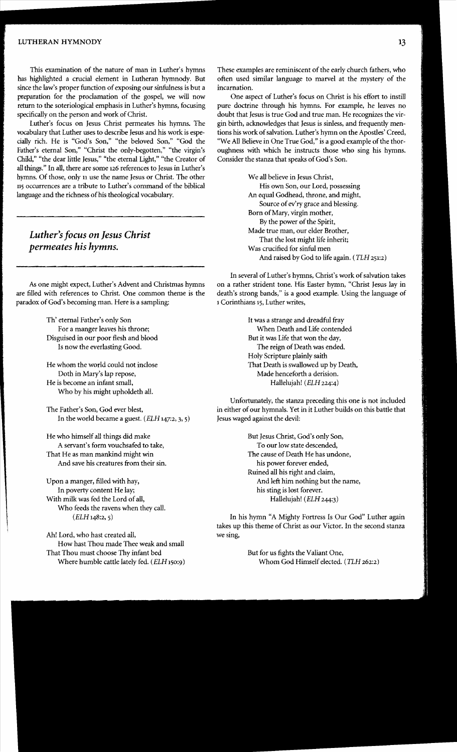This examination of the nature of man in Luther's hymns has highlighted a crucial element in Lutheran hymnody. But since the law's proper function of exposing our sinfulness is but a preparation for the proclamation of the gospel, we will now return to the soteriological emphasis in Luther's hymns, focusing specifically on the person and work of Christ.

Luther's focus on Jesus Christ permeates his hymns. The vocabulary that Luther uses to describe Jesus and his work is especially rich. He is "God's Son," "the beloved Son," "God the Father's eternal Son," "Christ the only-begotten," "the virgin's Child," "the dear little Jesus," "the eternal Light," "the Creator of all things." In all, there are some 126 references to Jesus in Luther's hymns. Of those, only 11 use the name Jesus or Christ. The other 115 occurrences are a tribute to Luther's command of the biblical language and the richness of his theological vocabulary.

> ***Luther's focus on Jesus Christ permeates his hymns.***

As one might expect, Luther's Advent and Christmas hymns are filled with references to Christ. One common theme is the paradox of God's becoming man. Here is a sampling:

> Th' eternal Father's only Son
> For a manger leaves his throne;
> Disguised in our poor flesh and blood
> Is now the everlasting Good.
>
> He whom the world could not inclose
> Doth in Mary's lap repose,
> He is become an infant small,
> Who by his might upholdeth all.
>
> The Father's Son, God ever blest,
> In the world became a guest. (*ELH* 147:2, 3, 5)
>
> He who himself all things did make
> A servant's form vouchsafed to take,
> That He as man mankind might win
> And save his creatures from their sin.
>
> Upon a manger, filled with hay,
> In poverty content He lay;
> With milk was fed the Lord of all,
> Who feeds the ravens when they call.
> (*ELH* 148:2, 5)
>
> Ah! Lord, who hast created all,
> How hast Thou made Thee weak and small
> That Thou must choose Thy infant bed
> Where humble cattle lately fed. (*ELH* 150:9)

These examples are reminiscent of the early church fathers, who often used similar language to marvel at the mystery of the incarnation.

One aspect of Luther's focus on Christ is his effort to instill pure doctrine through his hymns. For example, he leaves no doubt that Jesus is true God and true man. He recognizes the virgin birth, acknowledges that Jesus is sinless, and frequently mentions his work of salvation. Luther's hymn on the Apostles' Creed, "We All Believe in One True God," is a good example of the thoroughness with which he instructs those who sing his hymns. Consider the stanza that speaks of God's Son.

> We all believe in Jesus Christ,
> His own Son, our Lord, possessing
> An equal Godhead, throne, and might,
> Source of ev'ry grace and blessing.
> Born of Mary, virgin mother,
> By the power of the Spirit,
> Made true man, our elder Brother,
> That the lost might life inherit;
> Was crucified for sinful men
> And raised by God to life again. (*TLH* 251:2)

In several of Luther's hymns, Christ's work of salvation takes on a rather strident tone. His Easter hymn, "Christ Jesus lay in death's strong bands," is a good example. Using the language of 1 Corinthians 15, Luther writes,

> It was a strange and dreadful fray
> When Death and Life contended
> But it was Life that won the day,
> The reign of Death was ended.
> Holy Scripture plainly saith
> That Death is swallowed up by Death,
> Made henceforth a derision.
> Hallelujah! (*ELH* 224:4)

Unfortunately, the stanza preceding this one is not included in either of our hymnals. Yet in it Luther builds on this battle that Jesus waged against the devil:

> But Jesus Christ, God's only Son,
> To our low state descended,
> The cause of Death He has undone,
> his power forever ended,
> Ruined all his right and claim,
> And left him nothing but the name,
> his sting is lost forever.
> Hallelujah! (*ELH* 244:3)

In his hymn "A Mighty Fortress Is Our God" Luther again takes up this theme of Christ as our Victor. In the second stanza we sing,

> But for us fights the Valiant One,
> Whom God Himself elected. (*TLH* 262:2)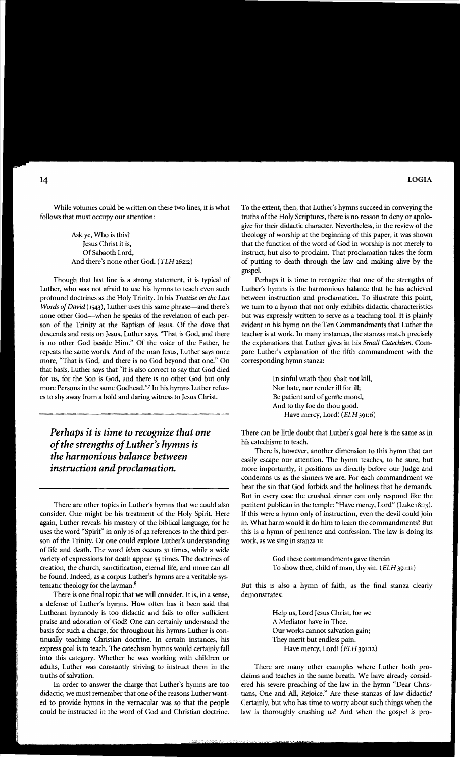While volumes could be written on these two lines, it is what follows that must occupy our attention:

> Ask ye, Who is this?
> Jesus Christ it is,
> Of Sabaoth Lord,
> And there's none other God. (*TLH* 262:2)

Though that last line is a strong statement, it is typical of Luther, who was not afraid to use his hymns to teach even such profound doctrines as the Holy Trinity. In his *Treatise on the Last Words of David* (1543), Luther uses this same phrase—and there's none other God—when he speaks of the revelation of each person of the Trinity at the Baptism of Jesus. Of the dove that descends and rests on Jesus, Luther says, "That is God, and there is no other God beside Him." Of the voice of the Father, he repeats the same words. And of the man Jesus, Luther says once more, "That is God, and there is no God beyond that one." On that basis, Luther says that "it is also correct to say that God died for us, for the Son is God, and there is no other God but only more Persons in the same Godhead."[7] In his hymns Luther refuses to shy away from a bold and daring witness to Jesus Christ.

***Perhaps it is time to recognize that one of the strengths of Luther's hymns is the harmonious balance between instruction and proclamation.***

There are other topics in Luther's hymns that we could also consider. One might be his treatment of the Holy Spirit. Here again, Luther reveals his mastery of the biblical language, for he uses the word "Spirit" in only 16 of 42 references to the third person of the Trinity. Or one could explore Luther's understanding of life and death. The word *leben* occurs 31 times, while a wide variety of expressions for death appear 55 times. The doctrines of creation, the church, sanctification, eternal life, and more can all be found. Indeed, as a corpus Luther's hymns are a veritable systematic theology for the layman.[8]

There is one final topic that we will consider. It is, in a sense, a defense of Luther's hymns. How often has it been said that Lutheran hymnody is too didactic and fails to offer sufficient praise and adoration of God? One can certainly understand the basis for such a charge, for throughout his hymns Luther is continually teaching Christian doctrine. In certain instances, his express goal is to teach. The catechism hymns would certainly fall into this category. Whether he was working with children or adults, Luther was constantly striving to instruct them in the truths of salvation.

In order to answer the charge that Luther's hymns are too didactic, we must remember that one of the reasons Luther wanted to provide hymns in the vernacular was so that the people could be instructed in the word of God and Christian doctrine. To the extent, then, that Luther's hymns succeed in conveying the truths of the Holy Scriptures, there is no reason to deny or apologize for their didactic character. Nevertheless, in the review of the theology of worship at the beginning of this paper, it was shown that the function of the word of God in worship is not merely to instruct, but also to proclaim. That proclamation takes the form of putting to death through the law and making alive by the gospel.

Perhaps it is time to recognize that one of the strengths of Luther's hymns is the harmonious balance that he has achieved between instruction and proclamation. To illustrate this point, we turn to a hymn that not only exhibits didactic characteristics but was expressly written to serve as a teaching tool. It is plainly evident in his hymn on the Ten Commandments that Luther the teacher is at work. In many instances, the stanzas match precisely the explanations that Luther gives in his *Small Catechism*. Compare Luther's explanation of the fifth commandment with the corresponding hymn stanza:

> In sinful wrath thou shalt not kill,
> Nor hate, nor render ill for ill;
> Be patient and of gentle mood,
> And to thy foe do thou good.
> Have mercy, Lord! (*ELH* 391:6)

There can be little doubt that Luther's goal here is the same as in his catechism: to teach.

There is, however, another dimension to this hymn that can easily escape our attention. The hymn teaches, to be sure, but more importantly, it positions us directly before our Judge and condemns us as the sinners we are. For each commandment we hear the sin that God forbids and the holiness that he demands. But in every case the crushed sinner can only respond like the penitent publican in the temple: "Have mercy, Lord" (Luke 18:13). If this were a hymn only of instruction, even the devil could join in. What harm would it do him to learn the commandments? But this is a hymn of penitence and confession. The law is doing its work, as we sing in stanza 11:

> God these commandments gave therein
> To show thee, child of man, thy sin. (*ELH* 391:11)

But this is also a hymn of faith, as the final stanza clearly demonstrates:

> Help us, Lord Jesus Christ, for we
> A Mediator have in Thee.
> Our works cannot salvation gain;
> They merit but endless pain.
> Have mercy, Lord! (*ELH* 391:12)

There are many other examples where Luther both proclaims and teaches in the same breath. We have already considered his severe preaching of the law in the hymn "Dear Christians, One and All, Rejoice." Are these stanzas of law didactic? Certainly, but who has time to worry about such things when the law is thoroughly crushing us? And when the gospel is pro-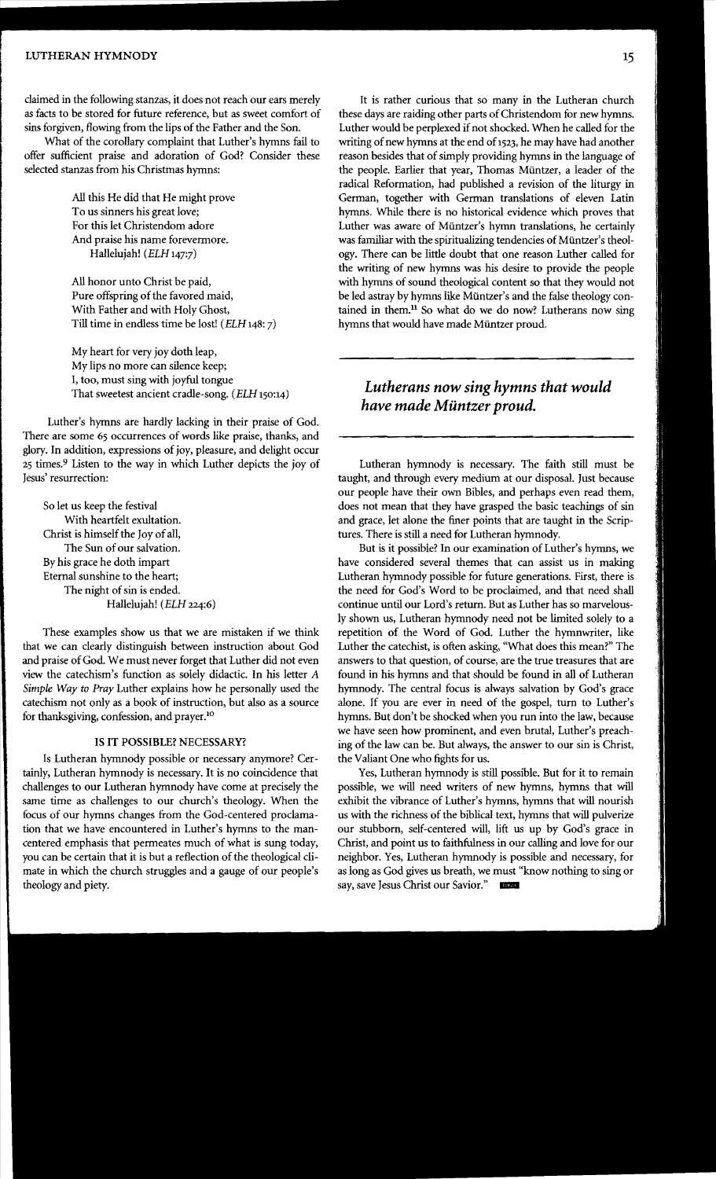claimed in the following stanzas, it does not reach our ears merely as facts to be stored for future reference, but as sweet comfort of sins forgiven, flowing from the lips of the Father and the Son.

What of the corollary complaint that Luther's hymns fail to offer sufficient praise and adoration of God? Consider these selected stanzas from his Christmas hymns:

> All this He did that He might prove
> To us sinners his great love;
> For this let Christendom adore
> And praise his name forevermore.
> Hallelujah! (*ELH* 147:7)
>
> All honor unto Christ be paid,
> Pure offspring of the favored maid,
> With Father and with Holy Ghost,
> Till time in endless time be lost! (*ELH* 148: 7)
>
> My heart for very joy doth leap,
> My lips no more can silence keep;
> I, too, must sing with joyful tongue
> That sweetest ancient cradle-song. (*ELH* 150:14)

Luther's hymns are hardly lacking in their praise of God. There are some 65 occurrences of words like praise, thanks, and glory. In addition, expressions of joy, pleasure, and delight occur 25 times.[9] Listen to the way in which Luther depicts the joy of Jesus' resurrection:

> So let us keep the festival
> With heartfelt exultation.
> Christ is himself the Joy of all,
> The Sun of our salvation.
> By his grace he doth impart
> Eternal sunshine to the heart;
> The night of sin is ended.
> Hallelujah! (*ELH* 224:6)

These examples show us that we are mistaken if we think that we can clearly distinguish between instruction about God and praise of God. We must never forget that Luther did not even view the catechism's function as solely didactic. In his letter *A Simple Way to Pray* Luther explains how he personally used the catechism not only as a book of instruction, but also as a source for thanksgiving, confession, and prayer.[10]

## IS IT POSSIBLE? NECESSARY?

Is Lutheran hymnody possible or necessary anymore? Certainly, Lutheran hymnody is necessary. It is no coincidence that challenges to our Lutheran hymnody have come at precisely the same time as challenges to our church's theology. When the focus of our hymns changes from the God-centered proclamation that we have encountered in Luther's hymns to the man-centered emphasis that permeates much of what is sung today, you can be certain that it is but a reflection of the theological climate in which the church struggles and a gauge of our people's theology and piety.

It is rather curious that so many in the Lutheran church these days are raiding other parts of Christendom for new hymns. Luther would be perplexed if not shocked. When he called for the writing of new hymns at the end of 1523, he may have had another reason besides that of simply providing hymns in the language of the people. Earlier that year, Thomas Müntzer, a leader of the radical Reformation, had published a revision of the liturgy in German, together with German translations of eleven Latin hymns. While there is no historical evidence which proves that Luther was aware of Müntzer's hymn translations, he certainly was familiar with the spiritualizing tendencies of Müntzer's theology. There can be little doubt that one reason Luther called for the writing of new hymns was his desire to provide the people with hymns of sound theological content so that they would not be led astray by hymns like Müntzer's and the false theology contained in them.[11] So what do we do now? Lutherans now sing hymns that would have made Müntzer proud.

> ***Lutherans now sing hymns that would have made Müntzer proud.***

Lutheran hymnody is necessary. The faith still must be taught, and through every medium at our disposal. Just because our people have their own Bibles, and perhaps even read them, does not mean that they have grasped the basic teachings of sin and grace, let alone the finer points that are taught in the Scriptures. There is still a need for Lutheran hymnody.

But is it possible? In our examination of Luther's hymns, we have considered several themes that can assist us in making Lutheran hymnody possible for future generations. First, there is the need for God's Word to be proclaimed, and that need shall continue until our Lord's return. But as Luther has so marvelously shown us, Lutheran hymnody need not be limited solely to a repetition of the Word of God. Luther the hymnwriter, like Luther the catechist, is often asking, "What does this mean?" The answers to that question, of course, are the true treasures that are found in his hymns and that should be found in all of Lutheran hymnody. The central focus is always salvation by God's grace alone. If you are ever in need of the gospel, turn to Luther's hymns. But don't be shocked when you run into the law, because we have seen how prominent, and even brutal, Luther's preaching of the law can be. But always, the answer to our sin is Christ, the Valiant One who fights for us.

Yes, Lutheran hymnody is still possible. But for it to remain possible, we will need writers of new hymns, hymns that will exhibit the vibrance of Luther's hymns, hymns that will nourish us with the richness of the biblical text, hymns that will pulverize our stubborn, self-centered will, lift us up by God's grace in Christ, and point us to faithfulness in our calling and love for our neighbor. Yes, Lutheran hymnody is possible and necessary, for as long as God gives us breath, we must "know nothing to sing or say, save Jesus Christ our Savior."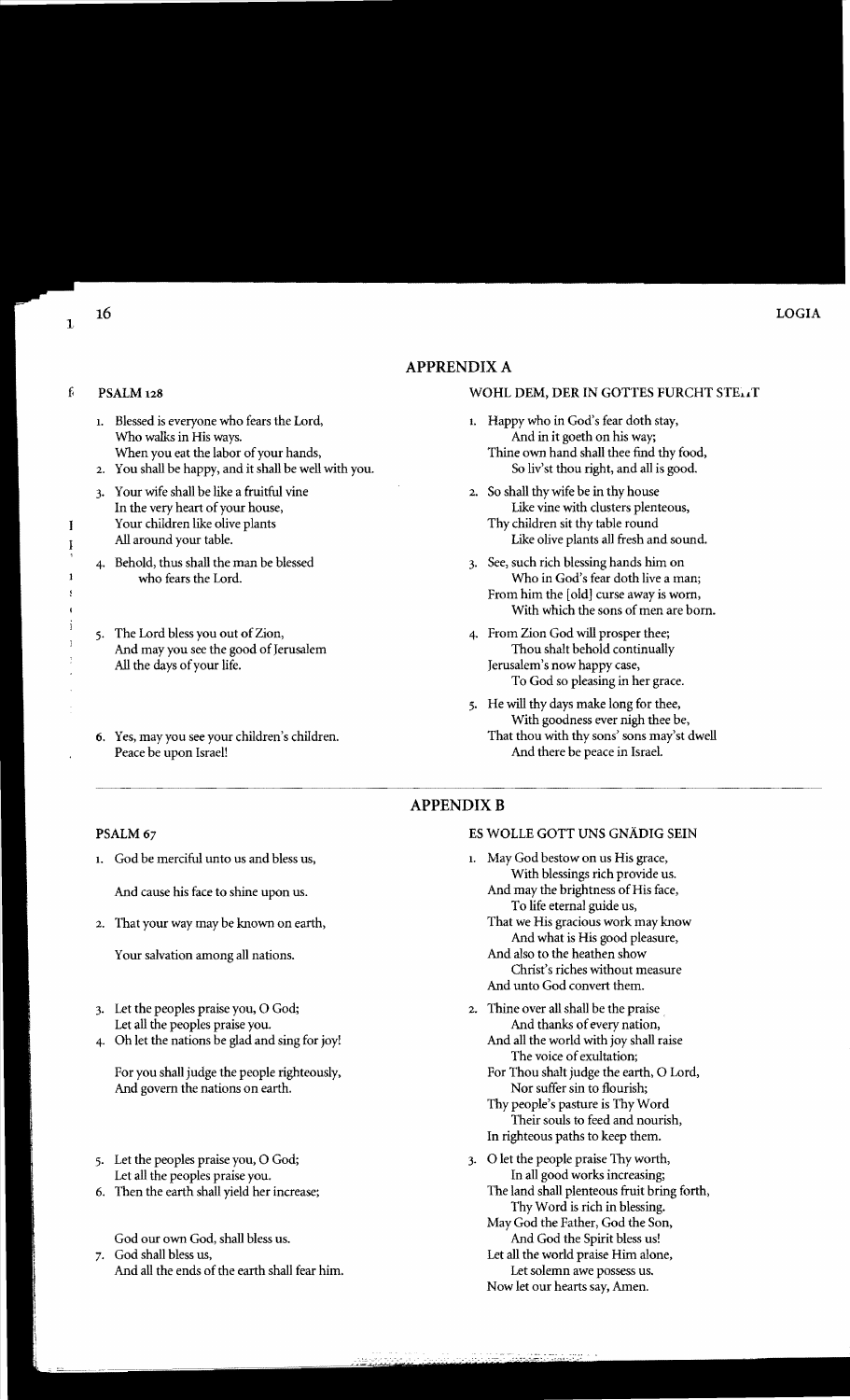## APPRENDIX A

### PSALM 128

1. Blessed is everyone who fears the Lord,
 Who walks in His ways.
 When you eat the labor of your hands,
2. You shall be happy, and it shall be well with you.
3. Your wife shall be like a fruitful vine
 In the very heart of your house,
 Your children like olive plants
 All around your table.
4. Behold, thus shall the man be blessed
 who fears the Lord.
5. The Lord bless you out of Zion,
 And may you see the good of Jerusalem
 All the days of your life.
6. Yes, may you see your children's children.
 Peace be upon Israel!

### WOHL DEM, DER IN GOTTES FURCHT STEHT

1. Happy who in God's fear doth stay,
 And in it goeth on his way;
 Thine own hand shall thee find thy food,
 So liv'st thou right, and all is good.
2. So shall thy wife be in thy house
 Like vine with clusters plenteous,
 Thy children sit thy table round
 Like olive plants all fresh and sound.
3. See, such rich blessing hands him on
 Who in God's fear doth live a man;
 From him the [old] curse away is worn,
 With which the sons of men are born.
4. From Zion God will prosper thee;
 Thou shalt behold continually
 Jerusalem's now happy case,
 To God so pleasing in her grace.
5. He will thy days make long for thee,
 With goodness ever nigh thee be,
 That thou with thy sons' sons may'st dwell
 And there be peace in Israel.

## APPENDIX B

### PSALM 67

1. God be merciful unto us and bless us,

 And cause his face to shine upon us.
2. That your way may be known on earth,

 Your salvation among all nations.
3. Let the peoples praise you, O God;
 Let all the peoples praise you.
4. Oh let the nations be glad and sing for joy!

 For you shall judge the people righteously,
 And govern the nations on earth.
5. Let the peoples praise you, O God;
 Let all the peoples praise you.
6. Then the earth shall yield her increase;

 God our own God, shall bless us.
7. God shall bless us,
 And all the ends of the earth shall fear him.

### ES WOLLE GOTT UNS GNÄDIG SEIN

1. May God bestow on us His grace,
 With blessings rich provide us.
 And may the brightness of His face,
 To life eternal guide us,
 That we His gracious work may know
 And what is His good pleasure,
 And also to the heathen show
 Christ's riches without measure
 And unto God convert them.
2. Thine over all shall be the praise
 And thanks of every nation,
 And all the world with joy shall raise
 The voice of exultation;
 For Thou shalt judge the earth, O Lord,
 Nor suffer sin to flourish;
 Thy people's pasture is Thy Word
 Their souls to feed and nourish,
 In righteous paths to keep them.
3. O let the people praise Thy worth,
 In all good works increasing;
 The land shall plenteous fruit bring forth,
 Thy Word is rich in blessing.
 May God the Father, God the Son,
 And God the Spirit bless us!
 Let all the world praise Him alone,
 Let solemn awe possess us.
 Now let our hearts say, Amen.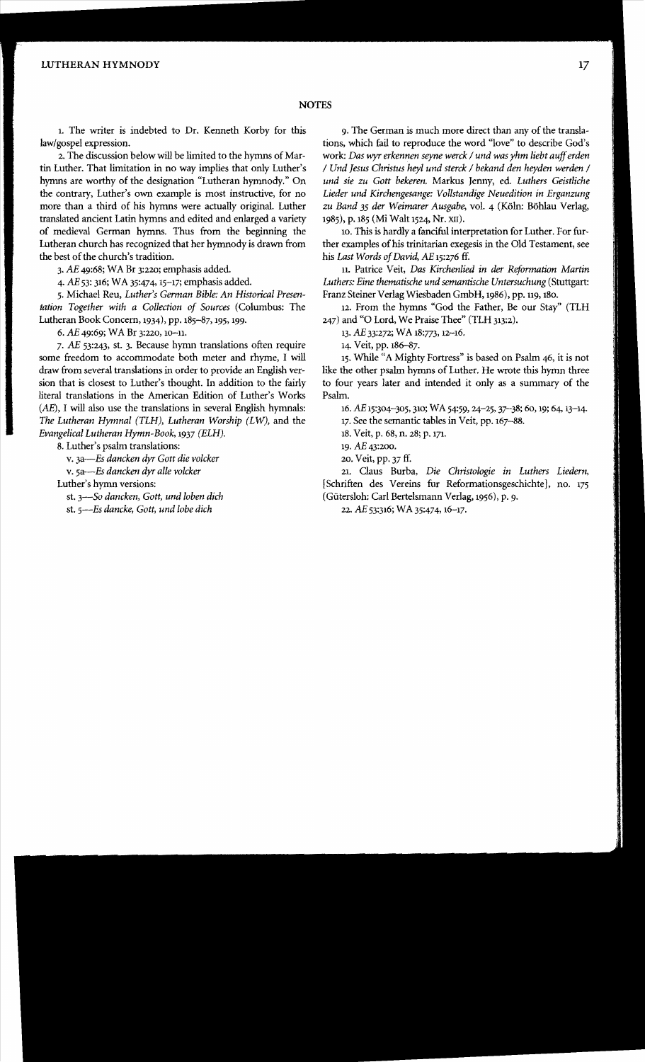## NOTES

1. The writer is indebted to Dr. Kenneth Korby for this law/gospel expression.

2. The discussion below will be limited to the hymns of Martin Luther. That limitation in no way implies that only Luther's hymns are worthy of the designation "Lutheran hymnody." On the contrary, Luther's own example is most instructive, for no more than a third of his hymns were actually original. Luther translated ancient Latin hymns and edited and enlarged a variety of medieval German hymns. Thus from the beginning the Lutheran church has recognized that her hymnody is drawn from the best of the church's tradition.

3. *AE* 49:68; WA Br 3:220; emphasis added.

4. *AE* 53: 316; WA 35:474, 15–17; emphasis added.

5. Michael Reu, *Luther's German Bible: An Historical Presentation Together with a Collection of Sources* (Columbus: The Lutheran Book Concern, 1934), pp. 185–87, 195, 199.

6. *AE* 49:69; WA Br 3:220, 10–11.

7. *AE* 53:243, st. 3. Because hymn translations often require some freedom to accommodate both meter and rhyme, I will draw from several translations in order to provide an English version that is closest to Luther's thought. In addition to the fairly literal translations in the American Edition of Luther's Works (*AE*), I will also use the translations in several English hymnals: *The Lutheran Hymnal (TLH), Lutheran Worship (LW)*, and the *Evangelical Lutheran Hymn-Book*, 1937 *(ELH)*.

8. Luther's psalm translations:

v. 3a—*Es dancken dyr Gott die volcker*

v. 5a—*Es dancken dyr alle volcker*

Luther's hymn versions:

st. 3—*So dancken, Gott, und loben dich*

st. 5—*Es dancke, Gott, und lobe dich*

9. The German is much more direct than any of the translations, which fail to reproduce the word "love" to describe God's work: *Das wyr erkennen seyne werck / und was yhm liebt auff erden / Und Jesus Christus heyl und sterck / bekand den heyden werden / und sie zu Gott bekeren.* Markus Jenny, ed. *Luthers Geistliche Lieder und Kirchengesange: Vollstandige Neuedition in Erganzung zu Band 35 der Weimarer Ausgabe*, vol. 4 (Köln: Böhlau Verlag, 1985), p. 185 (Mi Walt 1524, Nr. XII).

10. This is hardly a fanciful interpretation for Luther. For further examples of his trinitarian exegesis in the Old Testament, see his *Last Words of David, AE* 15:276 ff.

11. Patrice Veit, *Das Kirchenlied in der Reformation Martin Luthers: Eine thematische und semantische Untersuchung* (Stuttgart: Franz Steiner Verlag Wiesbaden GmbH, 1986), pp. 119, 180.

12. From the hymns "God the Father, Be our Stay" (TLH 247) and "O Lord, We Praise Thee" (TLH 313:2).

13. *AE* 33:272; WA 18:773, 12–16.

14. Veit, pp. 186–87.

15. While "A Mighty Fortress" is based on Psalm 46, it is not like the other psalm hymns of Luther. He wrote this hymn three to four years later and intended it only as a summary of the Psalm.

16. *AE* 15:304–305, 310; WA 54:59, 24–25, 37–38; 60, 19; 64, 13–14.

17. See the semantic tables in Veit, pp. 167–88.

18. Veit, p. 68, n. 28; p. 171.

19. *AE* 43:200.

20. Veit, pp. 37 ff.

21. Claus Burba, *Die Christologie in Luthers Liedern*, [Schriften des Vereins fur Reformationsgeschichte], no. 175 (Gütersloh: Carl Bertelsmann Verlag, 1956), p. 9.

22. *AE* 53:316; WA 35:474, 16–17.